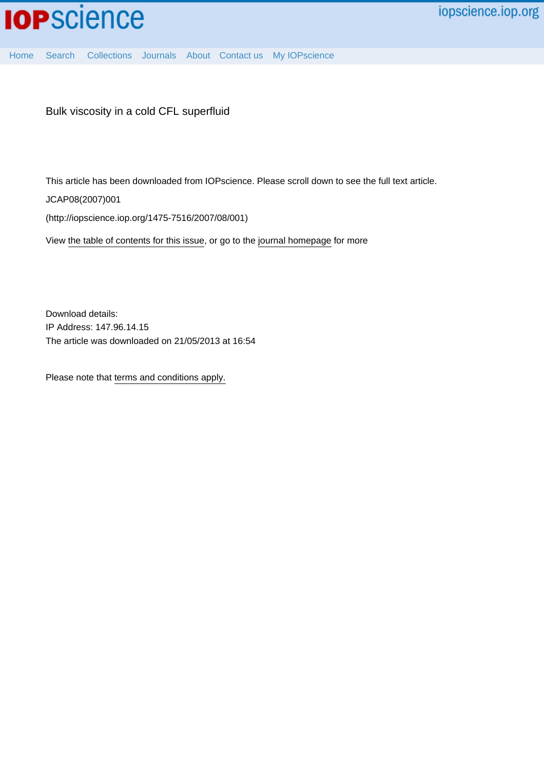# Bulk viscosity in a cold CFL superfluid

This article has been downloaded from IOPscience. Please scroll down to see the full text article.

JCAP08(2007)001

(http://iopscience.iop.org/1475-7516/2007/08/001)

View the table of contents for this issue, or go to the journal homepage for more

Download details:
IP Address: 147.96.14.15
The article was downloaded on 21/05/2013 at 16:54

Please note that terms and conditions apply.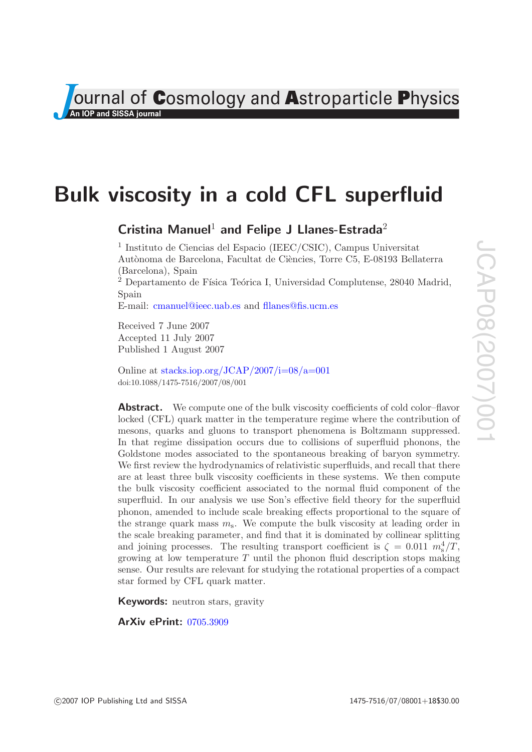# Bulk viscosity in a cold CFL superfluid

**Cristina Manuel**[1] **and Felipe J Llanes-Estrada**[2]

[1] Instituto de Ciencias del Espacio (IEEC/CSIC), Campus Universitat Autònoma de Barcelona, Facultat de Ciències, Torre C5, E-08193 Bellaterra (Barcelona), Spain

[2] Departamento de Física Teórica I, Universidad Complutense, 28040 Madrid, Spain

E-mail: cmanuel@ieec.uab.es and fllanes@fis.ucm.es

Received 7 June 2007
Accepted 11 July 2007
Published 1 August 2007

Online at stacks.iop.org/JCAP/2007/i=08/a=001
doi:10.1088/1475-7516/2007/08/001

**Abstract.** We compute one of the bulk viscosity coefficients of cold color–flavor locked (CFL) quark matter in the temperature regime where the contribution of mesons, quarks and gluons to transport phenomena is Boltzmann suppressed. In that regime dissipation occurs due to collisions of superfluid phonons, the Goldstone modes associated to the spontaneous breaking of baryon symmetry. We first review the hydrodynamics of relativistic superfluids, and recall that there are at least three bulk viscosity coefficients in these systems. We then compute the bulk viscosity coefficient associated to the normal fluid component of the superfluid. In our analysis we use Son's effective field theory for the superfluid phonon, amended to include scale breaking effects proportional to the square of the strange quark mass $m_s$. We compute the bulk viscosity at leading order in the scale breaking parameter, and find that it is dominated by collinear splitting and joining processes. The resulting transport coefficient is $\zeta = 0.011\ m_s^4/T$, growing at low temperature $T$ until the phonon fluid description stops making sense. Our results are relevant for studying the rotational properties of a compact star formed by CFL quark matter.

**Keywords:** neutron stars, gravity

**ArXiv ePrint:** 0705.3909

©2007 IOP Publishing Ltd and SISSA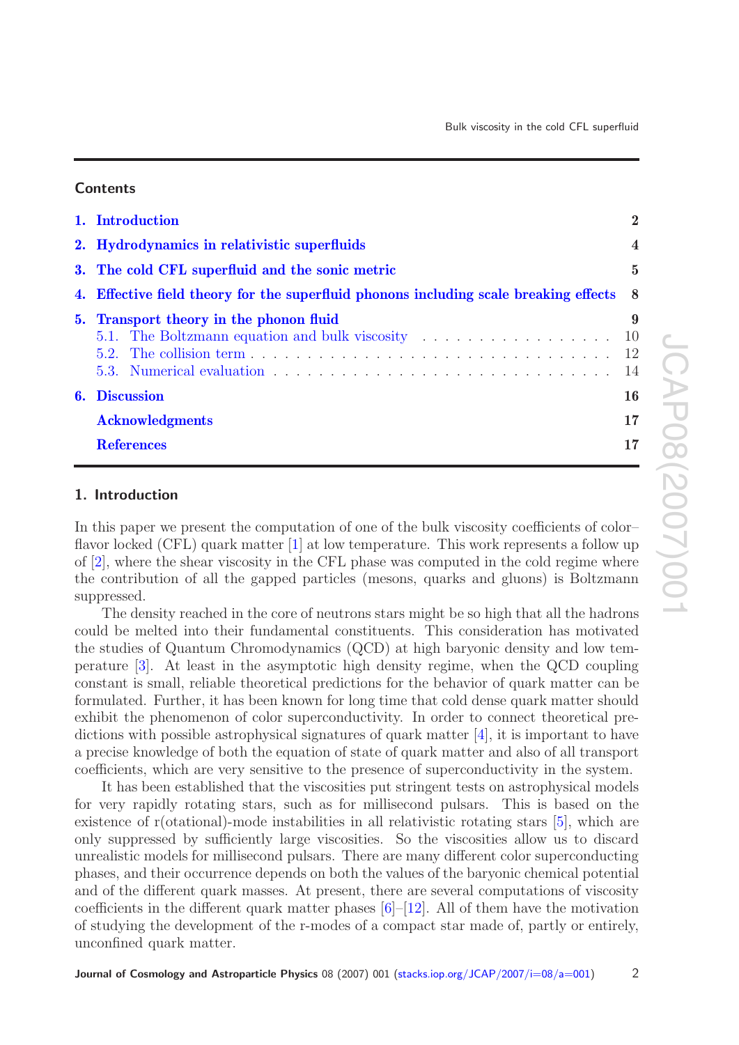## Contents

1. Introduction — 2
2. Hydrodynamics in relativistic superfluids — 4
3. The cold CFL superfluid and the sonic metric — 5
4. Effective field theory for the superfluid phonons including scale breaking effects — 8
5. Transport theory in the phonon fluid — 9
   - 5.1. The Boltzmann equation and bulk viscosity — 10
   - 5.2. The collision term — 12
   - 5.3. Numerical evaluation — 14
6. Discussion — 16

Acknowledgments — 17

References — 17

## 1. Introduction

In this paper we present the computation of one of the bulk viscosity coefficients of color–flavor locked (CFL) quark matter [1] at low temperature. This work represents a follow up of [2], where the shear viscosity in the CFL phase was computed in the cold regime where the contribution of all the gapped particles (mesons, quarks and gluons) is Boltzmann suppressed.

The density reached in the core of neutrons stars might be so high that all the hadrons could be melted into their fundamental constituents. This consideration has motivated the studies of Quantum Chromodynamics (QCD) at high baryonic density and low temperature [3]. At least in the asymptotic high density regime, when the QCD coupling constant is small, reliable theoretical predictions for the behavior of quark matter can be formulated. Further, it has been known for long time that cold dense quark matter should exhibit the phenomenon of color superconductivity. In order to connect theoretical predictions with possible astrophysical signatures of quark matter [4], it is important to have a precise knowledge of both the equation of state of quark matter and also of all transport coefficients, which are very sensitive to the presence of superconductivity in the system.

It has been established that the viscosities put stringent tests on astrophysical models for very rapidly rotating stars, such as for millisecond pulsars. This is based on the existence of r(otational)-mode instabilities in all relativistic rotating stars [5], which are only suppressed by sufficiently large viscosities. So the viscosities allow us to discard unrealistic models for millisecond pulsars. There are many different color superconducting phases, and their occurrence depends on both the values of the baryonic chemical potential and of the different quark masses. At present, there are several computations of viscosity coefficients in the different quark matter phases [6]–[12]. All of them have the motivation of studying the development of the r-modes of a compact star made of, partly or entirely, unconfined quark matter.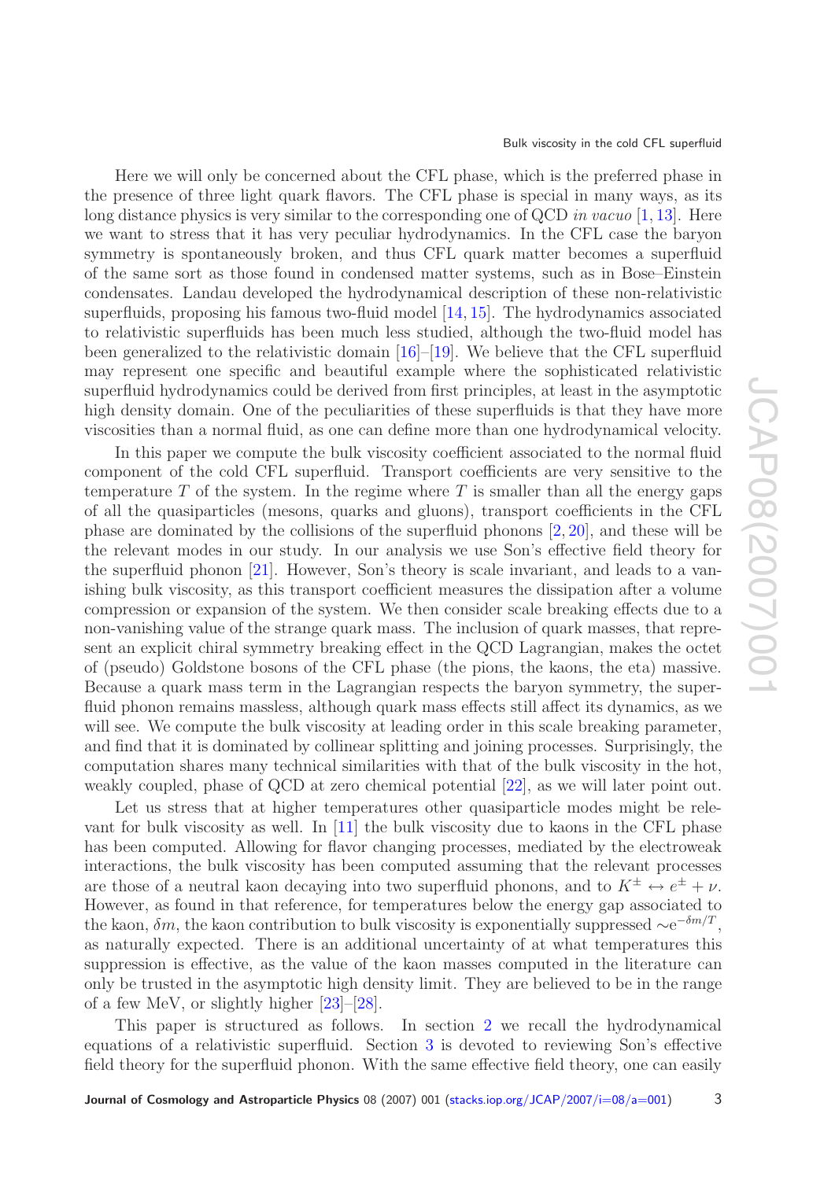Here we will only be concerned about the CFL phase, which is the preferred phase in the presence of three light quark flavors. The CFL phase is special in many ways, as its long distance physics is very similar to the corresponding one of QCD *in vacuo* [1, 13]. Here we want to stress that it has very peculiar hydrodynamics. In the CFL case the baryon symmetry is spontaneously broken, and thus CFL quark matter becomes a superfluid of the same sort as those found in condensed matter systems, such as in Bose–Einstein condensates. Landau developed the hydrodynamical description of these non-relativistic superfluids, proposing his famous two-fluid model [14, 15]. The hydrodynamics associated to relativistic superfluids has been much less studied, although the two-fluid model has been generalized to the relativistic domain [16]–[19]. We believe that the CFL superfluid may represent one specific and beautiful example where the sophisticated relativistic superfluid hydrodynamics could be derived from first principles, at least in the asymptotic high density domain. One of the peculiarities of these superfluids is that they have more viscosities than a normal fluid, as one can define more than one hydrodynamical velocity.

In this paper we compute the bulk viscosity coefficient associated to the normal fluid component of the cold CFL superfluid. Transport coefficients are very sensitive to the temperature $T$ of the system. In the regime where $T$ is smaller than all the energy gaps of all the quasiparticles (mesons, quarks and gluons), transport coefficients in the CFL phase are dominated by the collisions of the superfluid phonons [2, 20], and these will be the relevant modes in our study. In our analysis we use Son's effective field theory for the superfluid phonon [21]. However, Son's theory is scale invariant, and leads to a vanishing bulk viscosity, as this transport coefficient measures the dissipation after a volume compression or expansion of the system. We then consider scale breaking effects due to a non-vanishing value of the strange quark mass. The inclusion of quark masses, that represent an explicit chiral symmetry breaking effect in the QCD Lagrangian, makes the octet of (pseudo) Goldstone bosons of the CFL phase (the pions, the kaons, the eta) massive. Because a quark mass term in the Lagrangian respects the baryon symmetry, the superfluid phonon remains massless, although quark mass effects still affect its dynamics, as we will see. We compute the bulk viscosity at leading order in this scale breaking parameter, and find that it is dominated by collinear splitting and joining processes. Surprisingly, the computation shares many technical similarities with that of the bulk viscosity in the hot, weakly coupled, phase of QCD at zero chemical potential [22], as we will later point out.

Let us stress that at higher temperatures other quasiparticle modes might be relevant for bulk viscosity as well. In [11] the bulk viscosity due to kaons in the CFL phase has been computed. Allowing for flavor changing processes, mediated by the electroweak interactions, the bulk viscosity has been computed assuming that the relevant processes are those of a neutral kaon decaying into two superfluid phonons, and to $K^{\pm} \leftrightarrow e^{\pm} + \nu$. However, as found in that reference, for temperatures below the energy gap associated to the kaon, $\delta m$, the kaon contribution to bulk viscosity is exponentially suppressed $\sim e^{-\delta m/T}$, as naturally expected. There is an additional uncertainty of at what temperatures this suppression is effective, as the value of the kaon masses computed in the literature can only be trusted in the asymptotic high density limit. They are believed to be in the range of a few MeV, or slightly higher [23]–[28].

This paper is structured as follows. In section 2 we recall the hydrodynamical equations of a relativistic superfluid. Section 3 is devoted to reviewing Son's effective field theory for the superfluid phonon. With the same effective field theory, one can easily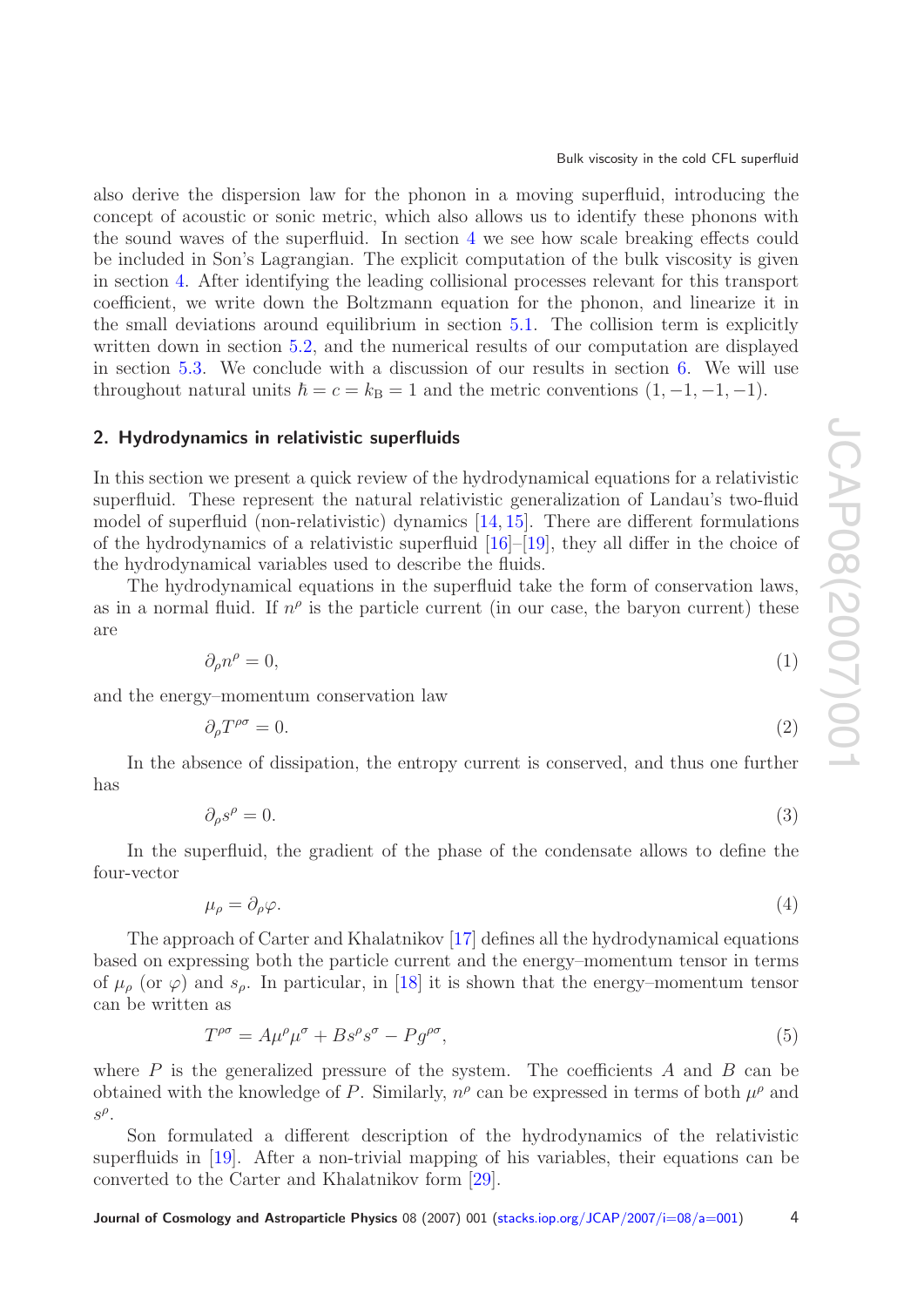also derive the dispersion law for the phonon in a moving superfluid, introducing the concept of acoustic or sonic metric, which also allows us to identify these phonons with the sound waves of the superfluid. In section 4 we see how scale breaking effects could be included in Son's Lagrangian. The explicit computation of the bulk viscosity is given in section 4. After identifying the leading collisional processes relevant for this transport coefficient, we write down the Boltzmann equation for the phonon, and linearize it in the small deviations around equilibrium in section 5.1. The collision term is explicitly written down in section 5.2, and the numerical results of our computation are displayed in section 5.3. We conclude with a discussion of our results in section 6. We will use throughout natural units $\hbar = c = k_{\rm B} = 1$ and the metric conventions $(1, -1, -1, -1)$.

## 2. Hydrodynamics in relativistic superfluids

In this section we present a quick review of the hydrodynamical equations for a relativistic superfluid. These represent the natural relativistic generalization of Landau's two-fluid model of superfluid (non-relativistic) dynamics [14, 15]. There are different formulations of the hydrodynamics of a relativistic superfluid [16]–[19], they all differ in the choice of the hydrodynamical variables used to describe the fluids.

The hydrodynamical equations in the superfluid take the form of conservation laws, as in a normal fluid. If $n^\rho$ is the particle current (in our case, the baryon current) these are

$$\partial_\rho n^\rho = 0, \tag{1}$$

and the energy–momentum conservation law

$$\partial_\rho T^{\rho\sigma} = 0. \tag{2}$$

In the absence of dissipation, the entropy current is conserved, and thus one further has

$$\partial_\rho s^\rho = 0. \tag{3}$$

In the superfluid, the gradient of the phase of the condensate allows to define the four-vector

$$\mu_\rho = \partial_\rho \varphi. \tag{4}$$

The approach of Carter and Khalatnikov [17] defines all the hydrodynamical equations based on expressing both the particle current and the energy–momentum tensor in terms of $\mu_\rho$ (or $\varphi$) and $s_\rho$. In particular, in [18] it is shown that the energy–momentum tensor can be written as

$$T^{\rho\sigma} = A\mu^\rho\mu^\sigma + Bs^\rho s^\sigma - Pg^{\rho\sigma}, \tag{5}$$

where $P$ is the generalized pressure of the system. The coefficients $A$ and $B$ can be obtained with the knowledge of $P$. Similarly, $n^\rho$ can be expressed in terms of both $\mu^\rho$ and $s^\rho$.

Son formulated a different description of the hydrodynamics of the relativistic superfluids in [19]. After a non-trivial mapping of his variables, their equations can be converted to the Carter and Khalatnikov form [29].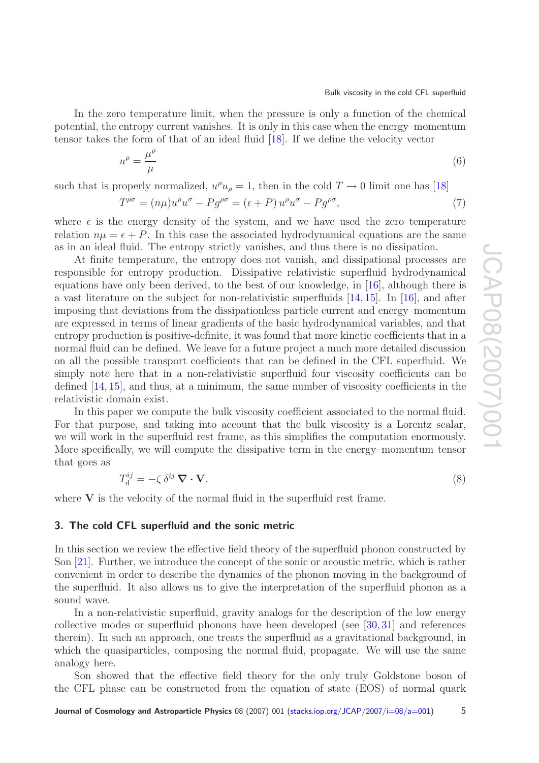In the zero temperature limit, when the pressure is only a function of the chemical potential, the entropy current vanishes. It is only in this case when the energy–momentum tensor takes the form of that of an ideal fluid [18]. If we define the velocity vector

$$u^\rho = \frac{\mu^\rho}{\mu} \tag{6}$$

such that is properly normalized, $u^\rho u_\rho = 1$, then in the cold $T \to 0$ limit one has [18]

$$T^{\rho\sigma} = (n\mu) u^\rho u^\sigma - P g^{\rho\sigma} = (\epsilon + P)\, u^\rho u^\sigma - P g^{\rho\sigma}, \tag{7}$$

where $\epsilon$ is the energy density of the system, and we have used the zero temperature relation $n\mu = \epsilon + P$. In this case the associated hydrodynamical equations are the same as in an ideal fluid. The entropy strictly vanishes, and thus there is no dissipation.

At finite temperature, the entropy does not vanish, and dissipational processes are responsible for entropy production. Dissipative relativistic superfluid hydrodynamical equations have only been derived, to the best of our knowledge, in [16], although there is a vast literature on the subject for non-relativistic superfluids [14, 15]. In [16], and after imposing that deviations from the dissipationless particle current and energy–momentum are expressed in terms of linear gradients of the basic hydrodynamical variables, and that entropy production is positive-definite, it was found that more kinetic coefficients that in a normal fluid can be defined. We leave for a future project a much more detailed discussion on all the possible transport coefficients that can be defined in the CFL superfluid. We simply note here that in a non-relativistic superfluid four viscosity coefficients can be defined [14, 15], and thus, at a minimum, the same number of viscosity coefficients in the relativistic domain exist.

In this paper we compute the bulk viscosity coefficient associated to the normal fluid. For that purpose, and taking into account that the bulk viscosity is a Lorentz scalar, we will work in the superfluid rest frame, as this simplifies the computation enormously. More specifically, we will compute the dissipative term in the energy–momentum tensor that goes as

$$T^{ij}_{\rm d} = -\zeta\, \delta^{ij}\, \boldsymbol{\nabla} \cdot \mathbf{V}, \tag{8}$$

where $\mathbf{V}$ is the velocity of the normal fluid in the superfluid rest frame.

## 3. The cold CFL superfluid and the sonic metric

In this section we review the effective field theory of the superfluid phonon constructed by Son [21]. Further, we introduce the concept of the sonic or acoustic metric, which is rather convenient in order to describe the dynamics of the phonon moving in the background of the superfluid. It also allows us to give the interpretation of the superfluid phonon as a sound wave.

In a non-relativistic superfluid, gravity analogs for the description of the low energy collective modes or superfluid phonons have been developed (see [30, 31] and references therein). In such an approach, one treats the superfluid as a gravitational background, in which the quasiparticles, composing the normal fluid, propagate. We will use the same analogy here.

Son showed that the effective field theory for the only truly Goldstone boson of the CFL phase can be constructed from the equation of state (EOS) of normal quark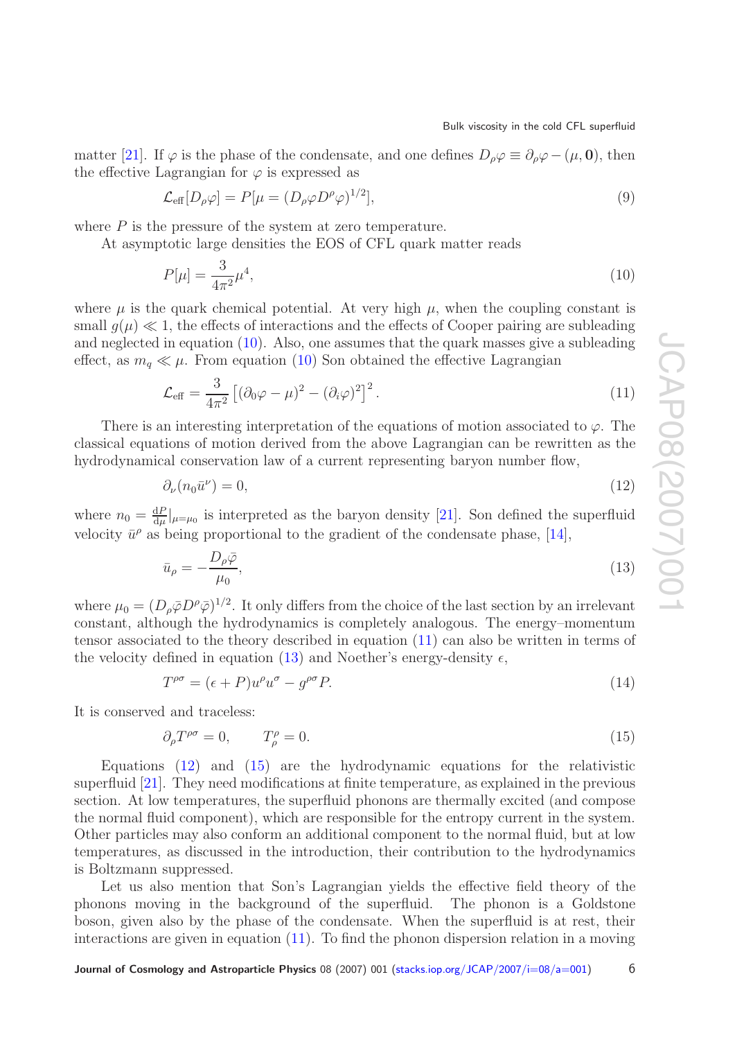matter [21]. If $\varphi$ is the phase of the condensate, and one defines $D_\rho\varphi \equiv \partial_\rho\varphi - (\mu, \mathbf{0})$, then the effective Lagrangian for $\varphi$ is expressed as

$$\mathcal{L}_{\rm eff}[D_\rho\varphi] = P[\mu = (D_\rho\varphi D^\rho\varphi)^{1/2}], \tag{9}$$

where $P$ is the pressure of the system at zero temperature.

At asymptotic large densities the EOS of CFL quark matter reads

$$P[\mu] = \frac{3}{4\pi^2}\mu^4, \tag{10}$$

where $\mu$ is the quark chemical potential. At very high $\mu$, when the coupling constant is small $g(\mu) \ll 1$, the effects of interactions and the effects of Cooper pairing are subleading and neglected in equation (10). Also, one assumes that the quark masses give a subleading effect, as $m_q \ll \mu$. From equation (10) Son obtained the effective Lagrangian

$$\mathcal{L}_{\rm eff} = \frac{3}{4\pi^2}\left[(\partial_0\varphi - \mu)^2 - (\partial_i\varphi)^2\right]^2. \tag{11}$$

There is an interesting interpretation of the equations of motion associated to $\varphi$. The classical equations of motion derived from the above Lagrangian can be rewritten as the hydrodynamical conservation law of a current representing baryon number flow,

$$\partial_\nu(n_0\bar{u}^\nu) = 0, \tag{12}$$

where $n_0 = \frac{{\rm d}P}{{\rm d}\mu}|_{\mu=\mu_0}$ is interpreted as the baryon density [21]. Son defined the superfluid velocity $\bar{u}^\rho$ as being proportional to the gradient of the condensate phase, [14],

$$\bar{u}_\rho = -\frac{D_\rho\bar{\varphi}}{\mu_0}, \tag{13}$$

where $\mu_0 = (D_\rho\bar{\varphi}D^\rho\bar{\varphi})^{1/2}$. It only differs from the choice of the last section by an irrelevant constant, although the hydrodynamics is completely analogous. The energy–momentum tensor associated to the theory described in equation (11) can also be written in terms of the velocity defined in equation (13) and Noether's energy-density $\epsilon$,

$$T^{\rho\sigma} = (\epsilon + P)u^\rho u^\sigma - g^{\rho\sigma}P. \tag{14}$$

It is conserved and traceless:

$$\partial_\rho T^{\rho\sigma} = 0, \qquad T^\rho_\rho = 0. \tag{15}$$

Equations (12) and (15) are the hydrodynamic equations for the relativistic superfluid [21]. They need modifications at finite temperature, as explained in the previous section. At low temperatures, the superfluid phonons are thermally excited (and compose the normal fluid component), which are responsible for the entropy current in the system. Other particles may also conform an additional component to the normal fluid, but at low temperatures, as discussed in the introduction, their contribution to the hydrodynamics is Boltzmann suppressed.

Let us also mention that Son's Lagrangian yields the effective field theory of the phonons moving in the background of the superfluid. The phonon is a Goldstone boson, given also by the phase of the condensate. When the superfluid is at rest, their interactions are given in equation (11). To find the phonon dispersion relation in a moving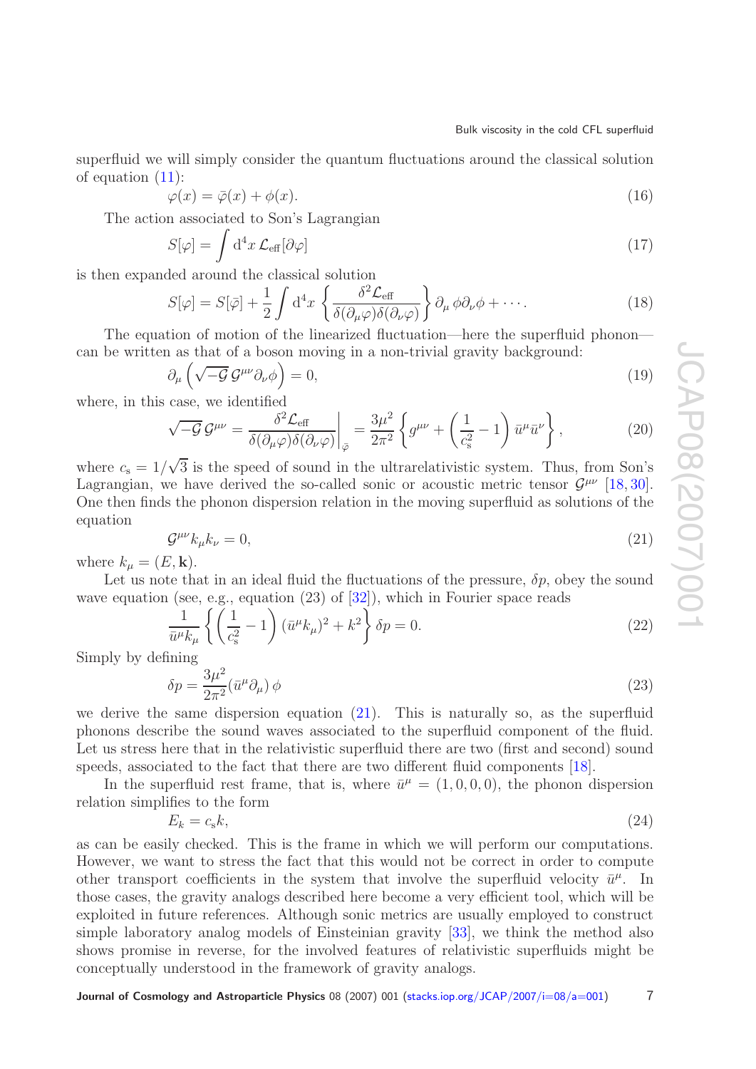superfluid we will simply consider the quantum fluctuations around the classical solution of equation (11):

$$\varphi(x) = \bar{\varphi}(x) + \phi(x). \tag{16}$$

The action associated to Son's Lagrangian

$$S[\varphi] = \int \mathrm{d}^4x \, \mathcal{L}_{\text{eff}}[\partial\varphi] \tag{17}$$

is then expanded around the classical solution

$$S[\varphi] = S[\bar{\varphi}] + \frac{1}{2}\int \mathrm{d}^4x \left\{ \frac{\delta^2 \mathcal{L}_{\text{eff}}}{\delta(\partial_\mu\varphi)\delta(\partial_\nu\varphi)} \right\} \partial_\mu \phi \partial_\nu \phi + \cdots. \tag{18}$$

The equation of motion of the linearized fluctuation—here the superfluid phonon—can be written as that of a boson moving in a non-trivial gravity background:

$$\partial_\mu \left( \sqrt{-\mathcal{G}}\, \mathcal{G}^{\mu\nu} \partial_\nu \phi \right) = 0, \tag{19}$$

where, in this case, we identified

$$\sqrt{-\mathcal{G}}\, \mathcal{G}^{\mu\nu} = \left. \frac{\delta^2 \mathcal{L}_{\text{eff}}}{\delta(\partial_\mu\varphi)\delta(\partial_\nu\varphi)} \right|_{\bar{\varphi}} = \frac{3\mu^2}{2\pi^2} \left\{ g^{\mu\nu} + \left( \frac{1}{c_{\mathrm{s}}^2} - 1 \right) \bar{u}^\mu \bar{u}^\nu \right\}, \tag{20}$$

where $c_{\mathrm{s}} = 1/\sqrt{3}$ is the speed of sound in the ultrarelativistic system. Thus, from Son's Lagrangian, we have derived the so-called sonic or acoustic metric tensor $\mathcal{G}^{\mu\nu}$ [18, 30]. One then finds the phonon dispersion relation in the moving superfluid as solutions of the equation

$$\mathcal{G}^{\mu\nu} k_\mu k_\nu = 0, \tag{21}$$

where $k_\mu = (E, \mathbf{k})$.

Let us note that in an ideal fluid the fluctuations of the pressure, $\delta p$, obey the sound wave equation (see, e.g., equation (23) of [32]), which in Fourier space reads

$$\frac{1}{\bar{u}^\mu k_\mu} \left\{ \left( \frac{1}{c_{\mathrm{s}}^2} - 1 \right) (\bar{u}^\mu k_\mu)^2 + k^2 \right\} \delta p = 0. \tag{22}$$

Simply by defining

$$\delta p = \frac{3\mu^2}{2\pi^2} (\bar{u}^\mu \partial_\mu)\, \phi \tag{23}$$

we derive the same dispersion equation (21). This is naturally so, as the superfluid phonons describe the sound waves associated to the superfluid component of the fluid. Let us stress here that in the relativistic superfluid there are two (first and second) sound speeds, associated to the fact that there are two different fluid components [18].

In the superfluid rest frame, that is, where $\bar{u}^\mu = (1, 0, 0, 0)$, the phonon dispersion relation simplifies to the form

$$E_k = c_{\mathrm{s}} k, \tag{24}$$

as can be easily checked. This is the frame in which we will perform our computations. However, we want to stress the fact that this would not be correct in order to compute other transport coefficients in the system that involve the superfluid velocity $\bar{u}^\mu$. In those cases, the gravity analogs described here become a very efficient tool, which will be exploited in future references. Although sonic metrics are usually employed to construct simple laboratory analog models of Einsteinian gravity [33], we think the method also shows promise in reverse, for the involved features of relativistic superfluids might be conceptually understood in the framework of gravity analogs.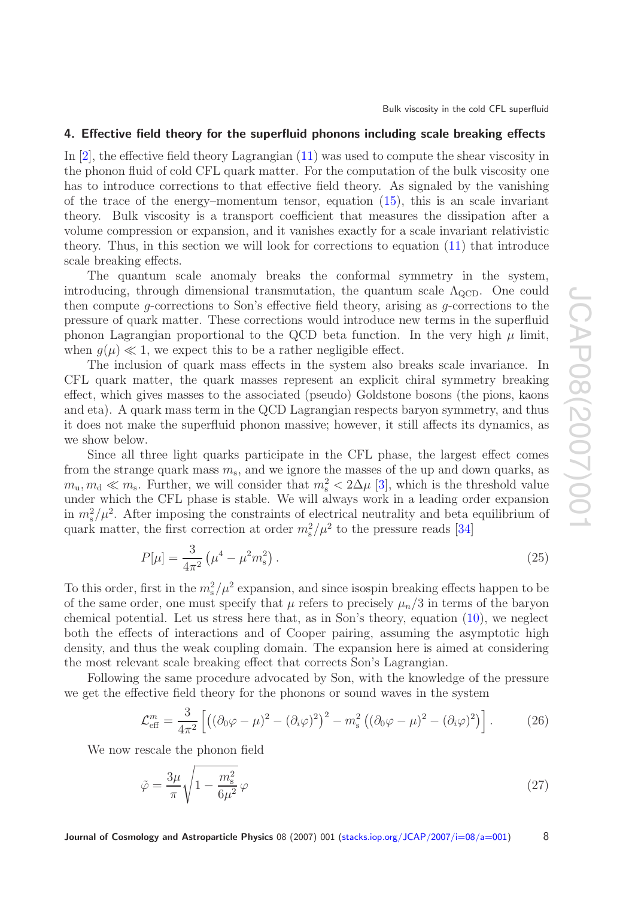## 4. Effective field theory for the superfluid phonons including scale breaking effects

In [2], the effective field theory Lagrangian (11) was used to compute the shear viscosity in the phonon fluid of cold CFL quark matter. For the computation of the bulk viscosity one has to introduce corrections to that effective field theory. As signaled by the vanishing of the trace of the energy–momentum tensor, equation (15), this is an scale invariant theory. Bulk viscosity is a transport coefficient that measures the dissipation after a volume compression or expansion, and it vanishes exactly for a scale invariant relativistic theory. Thus, in this section we will look for corrections to equation (11) that introduce scale breaking effects.

The quantum scale anomaly breaks the conformal symmetry in the system, introducing, through dimensional transmutation, the quantum scale $\Lambda_{\rm QCD}$. One could then compute $g$-corrections to Son's effective field theory, arising as $g$-corrections to the pressure of quark matter. These corrections would introduce new terms in the superfluid phonon Lagrangian proportional to the QCD beta function. In the very high $\mu$ limit, when $g(\mu) \ll 1$, we expect this to be a rather negligible effect.

The inclusion of quark mass effects in the system also breaks scale invariance. In CFL quark matter, the quark masses represent an explicit chiral symmetry breaking effect, which gives masses to the associated (pseudo) Goldstone bosons (the pions, kaons and eta). A quark mass term in the QCD Lagrangian respects baryon symmetry, and thus it does not make the superfluid phonon massive; however, it still affects its dynamics, as we show below.

Since all three light quarks participate in the CFL phase, the largest effect comes from the strange quark mass $m_{\rm s}$, and we ignore the masses of the up and down quarks, as $m_{\rm u}, m_{\rm d} \ll m_{\rm s}$. Further, we will consider that $m_{\rm s}^2 < 2\Delta\mu$ [3], which is the threshold value under which the CFL phase is stable. We will always work in a leading order expansion in $m_{\rm s}^2/\mu^2$. After imposing the constraints of electrical neutrality and beta equilibrium of quark matter, the first correction at order $m_{\rm s}^2/\mu^2$ to the pressure reads [34]

$$P[\mu] = \frac{3}{4\pi^2}\left(\mu^4 - \mu^2 m_{\rm s}^2\right). \tag{25}$$

To this order, first in the $m_{\rm s}^2/\mu^2$ expansion, and since isospin breaking effects happen to be of the same order, one must specify that $\mu$ refers to precisely $\mu_n/3$ in terms of the baryon chemical potential. Let us stress here that, as in Son's theory, equation (10), we neglect both the effects of interactions and of Cooper pairing, assuming the asymptotic high density, and thus the weak coupling domain. The expansion here is aimed at considering the most relevant scale breaking effect that corrects Son's Lagrangian.

Following the same procedure advocated by Son, with the knowledge of the pressure we get the effective field theory for the phonons or sound waves in the system

$$\mathcal{L}_{\rm eff}^{m} = \frac{3}{4\pi^2}\left[\left((\partial_0\varphi - \mu)^2 - (\partial_i\varphi)^2\right)^2 - m_{\rm s}^2\left((\partial_0\varphi - \mu)^2 - (\partial_i\varphi)^2\right)\right]. \tag{26}$$

We now rescale the phonon field

$$\tilde{\varphi} = \frac{3\mu}{\pi}\sqrt{1 - \frac{m_{\rm s}^2}{6\mu^2}}\,\varphi \tag{27}$$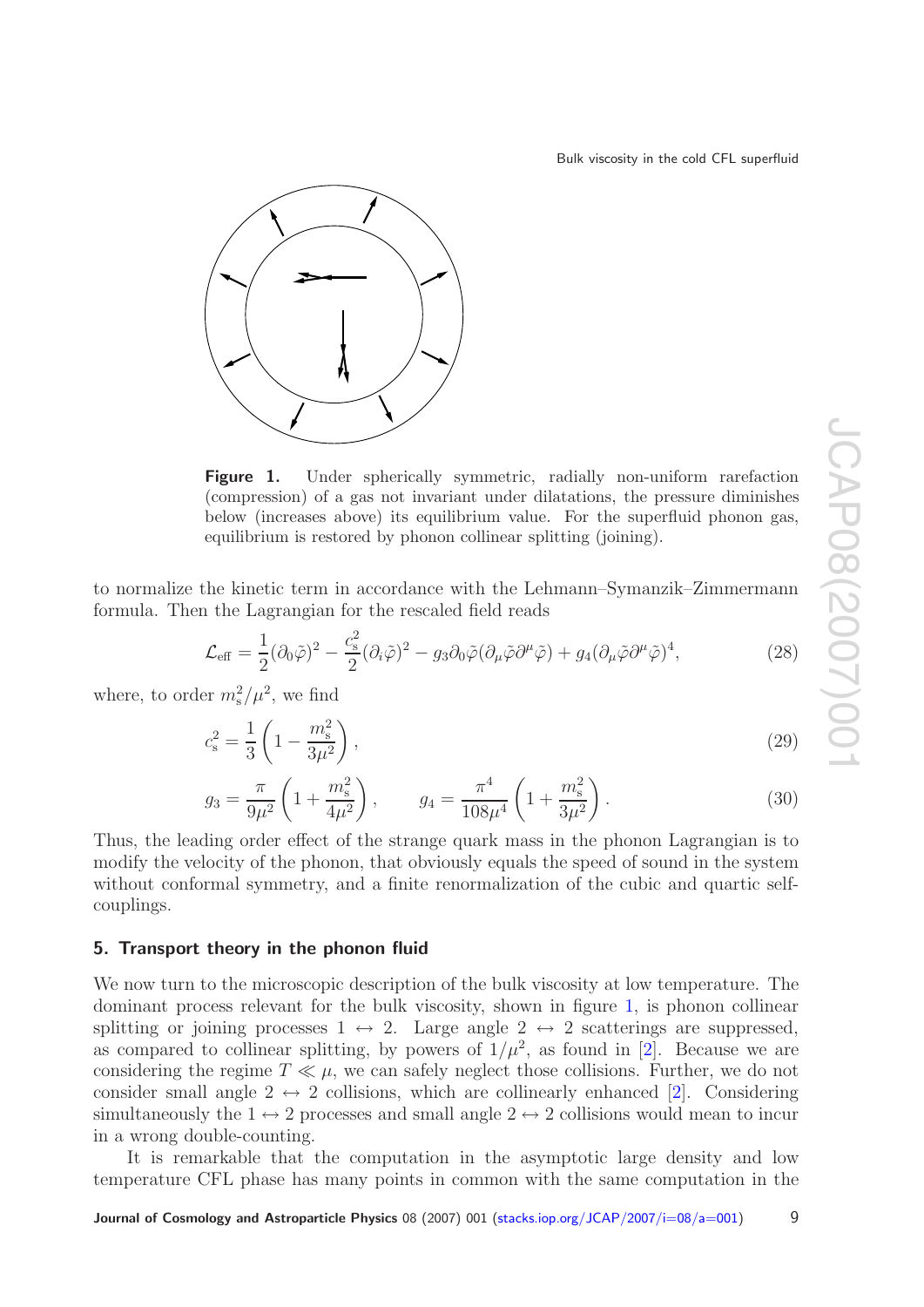**Figure 1.** Under spherically symmetric, radially non-uniform rarefaction (compression) of a gas not invariant under dilatations, the pressure diminishes below (increases above) its equilibrium value. For the superfluid phonon gas, equilibrium is restored by phonon collinear splitting (joining).

to normalize the kinetic term in accordance with the Lehmann–Symanzik–Zimmermann formula. Then the Lagrangian for the rescaled field reads

$$\mathcal{L}_{\rm eff} = \frac{1}{2}(\partial_0\tilde{\varphi})^2 - \frac{c_{\rm s}^2}{2}(\partial_i\tilde{\varphi})^2 - g_3\partial_0\tilde{\varphi}(\partial_\mu\tilde{\varphi}\partial^\mu\tilde{\varphi}) + g_4(\partial_\mu\tilde{\varphi}\partial^\mu\tilde{\varphi})^4, \tag{28}$$

where, to order $m_{\rm s}^2/\mu^2$, we find

$$c_{\rm s}^2 = \frac{1}{3}\left(1 - \frac{m_{\rm s}^2}{3\mu^2}\right), \tag{29}$$

$$g_3 = \frac{\pi}{9\mu^2}\left(1 + \frac{m_{\rm s}^2}{4\mu^2}\right), \qquad g_4 = \frac{\pi^4}{108\mu^4}\left(1 + \frac{m_{\rm s}^2}{3\mu^2}\right). \tag{30}$$

Thus, the leading order effect of the strange quark mass in the phonon Lagrangian is to modify the velocity of the phonon, that obviously equals the speed of sound in the system without conformal symmetry, and a finite renormalization of the cubic and quartic self-couplings.

## 5. Transport theory in the phonon fluid

We now turn to the microscopic description of the bulk viscosity at low temperature. The dominant process relevant for the bulk viscosity, shown in figure 1, is phonon collinear splitting or joining processes $1 \leftrightarrow 2$. Large angle $2 \leftrightarrow 2$ scatterings are suppressed, as compared to collinear splitting, by powers of $1/\mu^2$, as found in [2]. Because we are considering the regime $T \ll \mu$, we can safely neglect those collisions. Further, we do not consider small angle $2 \leftrightarrow 2$ collisions, which are collinearly enhanced [2]. Considering simultaneously the $1 \leftrightarrow 2$ processes and small angle $2 \leftrightarrow 2$ collisions would mean to incur in a wrong double-counting.

It is remarkable that the computation in the asymptotic large density and low temperature CFL phase has many points in common with the same computation in the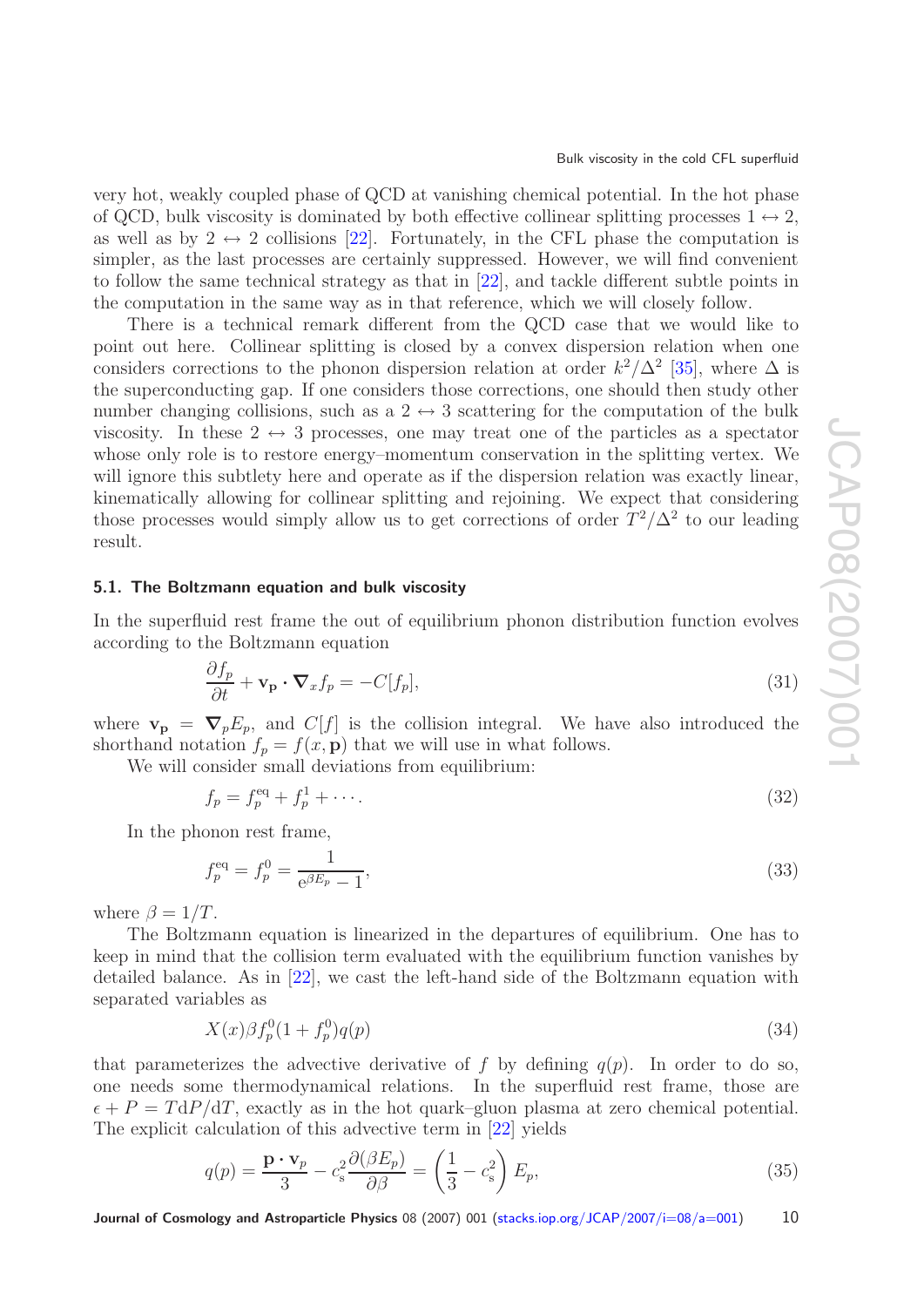very hot, weakly coupled phase of QCD at vanishing chemical potential. In the hot phase of QCD, bulk viscosity is dominated by both effective collinear splitting processes $1 \leftrightarrow 2$, as well as by $2 \leftrightarrow 2$ collisions [22]. Fortunately, in the CFL phase the computation is simpler, as the last processes are certainly suppressed. However, we will find convenient to follow the same technical strategy as that in [22], and tackle different subtle points in the computation in the same way as in that reference, which we will closely follow.

There is a technical remark different from the QCD case that we would like to point out here. Collinear splitting is closed by a convex dispersion relation when one considers corrections to the phonon dispersion relation at order $k^2/\Delta^2$ [35], where $\Delta$ is the superconducting gap. If one considers those corrections, one should then study other number changing collisions, such as a $2 \leftrightarrow 3$ scattering for the computation of the bulk viscosity. In these $2 \leftrightarrow 3$ processes, one may treat one of the particles as a spectator whose only role is to restore energy–momentum conservation in the splitting vertex. We will ignore this subtlety here and operate as if the dispersion relation was exactly linear, kinematically allowing for collinear splitting and rejoining. We expect that considering those processes would simply allow us to get corrections of order $T^2/\Delta^2$ to our leading result.

### 5.1. The Boltzmann equation and bulk viscosity

In the superfluid rest frame the out of equilibrium phonon distribution function evolves according to the Boltzmann equation

$$\frac{\partial f_p}{\partial t} + \mathbf{v_p} \cdot \boldsymbol{\nabla}_x f_p = -C[f_p], \tag{31}$$

where $\mathbf{v_p} = \boldsymbol{\nabla}_p E_p$, and $C[f]$ is the collision integral. We have also introduced the shorthand notation $f_p = f(x, \mathbf{p})$ that we will use in what follows.

We will consider small deviations from equilibrium:

$$f_p = f_p^{\rm eq} + f_p^1 + \cdots. \tag{32}$$

In the phonon rest frame,

$$f_p^{\rm eq} = f_p^0 = \frac{1}{{\rm e}^{\beta E_p} - 1}, \tag{33}$$

where $\beta = 1/T$.

The Boltzmann equation is linearized in the departures of equilibrium. One has to keep in mind that the collision term evaluated with the equilibrium function vanishes by detailed balance. As in [22], we cast the left-hand side of the Boltzmann equation with separated variables as

$$X(x)\beta f_p^0(1 + f_p^0)q(p) \tag{34}$$

that parameterizes the advective derivative of $f$ by defining $q(p)$. In order to do so, one needs some thermodynamical relations. In the superfluid rest frame, those are $\epsilon + P = T\mathrm{d}P/\mathrm{d}T$, exactly as in the hot quark–gluon plasma at zero chemical potential. The explicit calculation of this advective term in [22] yields

$$q(p) = \frac{\mathbf{p} \cdot \mathbf{v}_p}{3} - c_{\rm s}^2 \frac{\partial(\beta E_p)}{\partial \beta} = \left(\frac{1}{3} - c_{\rm s}^2\right) E_p, \tag{35}$$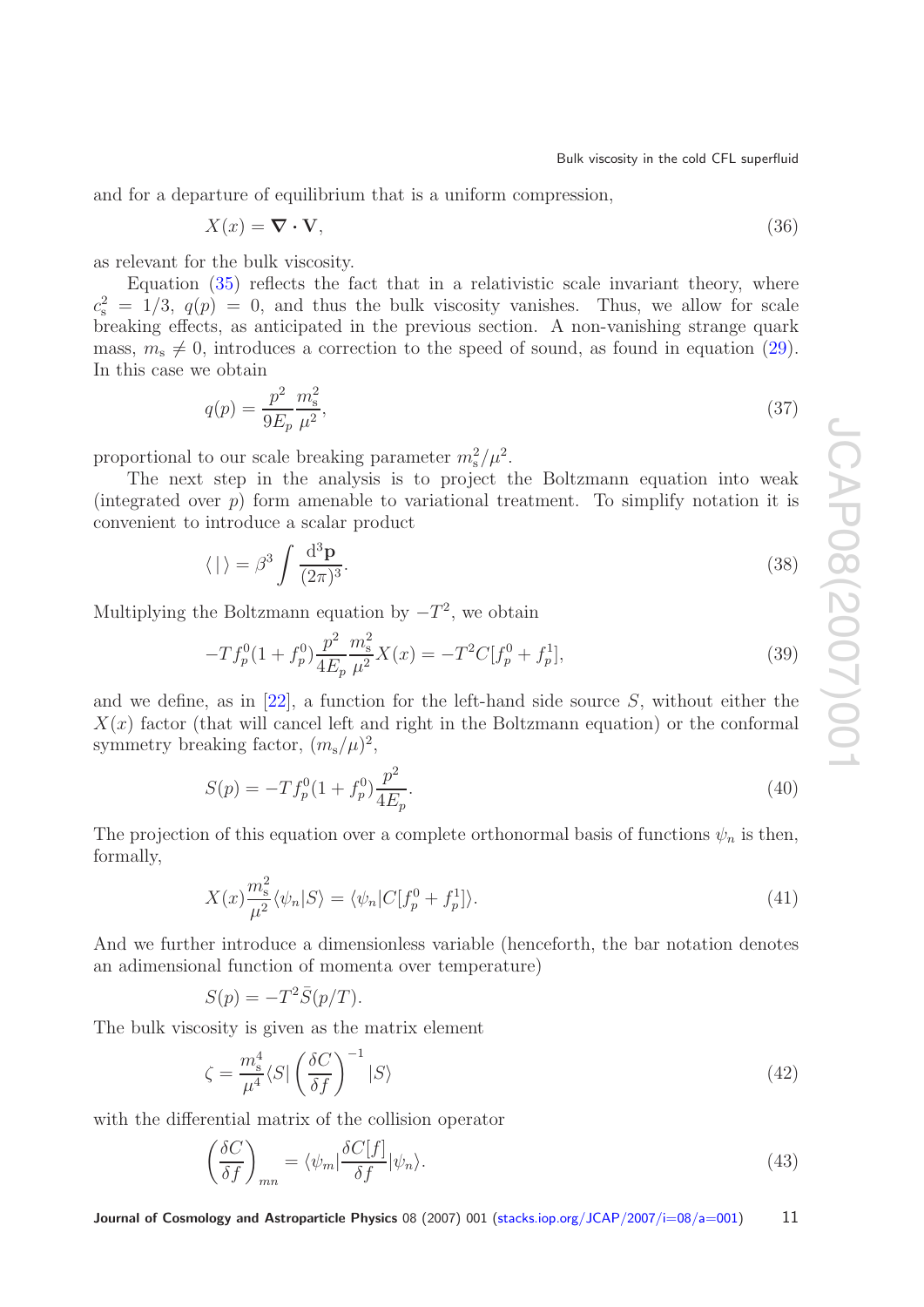and for a departure of equilibrium that is a uniform compression,

$$X(x) = \boldsymbol{\nabla} \cdot \mathbf{V}, \tag{36}$$

as relevant for the bulk viscosity.

Equation (35) reflects the fact that in a relativistic scale invariant theory, where $c_s^2 = 1/3$, $q(p) = 0$, and thus the bulk viscosity vanishes. Thus, we allow for scale breaking effects, as anticipated in the previous section. A non-vanishing strange quark mass, $m_s \neq 0$, introduces a correction to the speed of sound, as found in equation (29). In this case we obtain

$$q(p) = \frac{p^2}{9E_p} \frac{m_s^2}{\mu^2}, \tag{37}$$

proportional to our scale breaking parameter $m_s^2/\mu^2$.

The next step in the analysis is to project the Boltzmann equation into weak (integrated over $p$) form amenable to variational treatment. To simplify notation it is convenient to introduce a scalar product

$$\langle \, | \, \rangle = \beta^3 \int \frac{\mathrm{d}^3\mathbf{p}}{(2\pi)^3}. \tag{38}$$

Multiplying the Boltzmann equation by $-T^2$, we obtain

$$-T f_p^0 (1 + f_p^0) \frac{p^2}{4E_p} \frac{m_s^2}{\mu^2} X(x) = -T^2 C[f_p^0 + f_p^1], \tag{39}$$

and we define, as in [22], a function for the left-hand side source $S$, without either the $X(x)$ factor (that will cancel left and right in the Boltzmann equation) or the conformal symmetry breaking factor, $(m_s/\mu)^2$,

$$S(p) = -T f_p^0 (1 + f_p^0) \frac{p^2}{4E_p}. \tag{40}$$

The projection of this equation over a complete orthonormal basis of functions $\psi_n$ is then, formally,

$$X(x) \frac{m_s^2}{\mu^2} \langle \psi_n | S \rangle = \langle \psi_n | C[f_p^0 + f_p^1] \rangle. \tag{41}$$

And we further introduce a dimensionless variable (henceforth, the bar notation denotes an adimensional function of momenta over temperature)

$$S(p) = -T^2 \bar{S}(p/T).$$

The bulk viscosity is given as the matrix element

$$\zeta = \frac{m_s^4}{\mu^4} \langle S | \left( \frac{\delta C}{\delta f} \right)^{-1} | S \rangle \tag{42}$$

with the differential matrix of the collision operator

$$\left( \frac{\delta C}{\delta f} \right)_{mn} = \langle \psi_m | \frac{\delta C[f]}{\delta f} | \psi_n \rangle. \tag{43}$$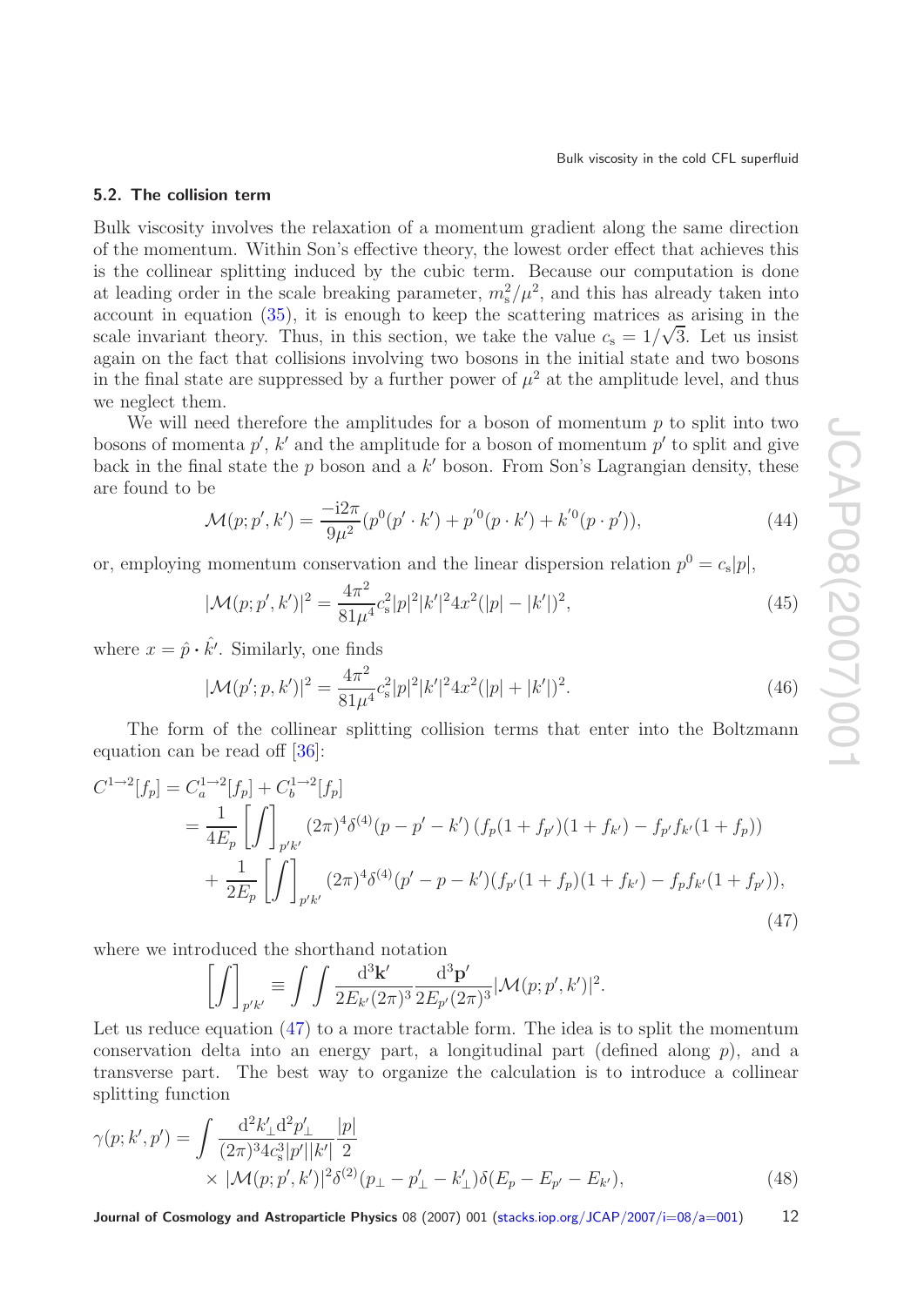### 5.2. The collision term

Bulk viscosity involves the relaxation of a momentum gradient along the same direction of the momentum. Within Son's effective theory, the lowest order effect that achieves this is the collinear splitting induced by the cubic term. Because our computation is done at leading order in the scale breaking parameter, $m_s^2/\mu^2$, and this has already taken into account in equation (35), it is enough to keep the scattering matrices as arising in the scale invariant theory. Thus, in this section, we take the value $c_s = 1/\sqrt{3}$. Let us insist again on the fact that collisions involving two bosons in the initial state and two bosons in the final state are suppressed by a further power of $\mu^2$ at the amplitude level, and thus we neglect them.

We will need therefore the amplitudes for a boson of momentum $p$ to split into two bosons of momenta $p'$, $k'$ and the amplitude for a boson of momentum $p'$ to split and give back in the final state the $p$ boson and a $k'$ boson. From Son's Lagrangian density, these are found to be

$$
\mathcal{M}(p;p',k') = \frac{-\mathrm{i}2\pi}{9\mu^2}(p^0(p'\cdot k') + p'^0(p\cdot k') + k'^0(p\cdot p')), \tag{44}
$$

or, employing momentum conservation and the linear dispersion relation $p^0 = c_s|p|$,

$$
|\mathcal{M}(p;p',k')|^2 = \frac{4\pi^2}{81\mu^4}c_s^2|p|^2|k'|^2 4x^2(|p|-|k'|)^2, \tag{45}
$$

where $x = \hat{p}\cdot\hat{k'}$. Similarly, one finds

$$
|\mathcal{M}(p';p,k')|^2 = \frac{4\pi^2}{81\mu^4}c_s^2|p|^2|k'|^2 4x^2(|p|+|k'|)^2. \tag{46}
$$

The form of the collinear splitting collision terms that enter into the Boltzmann equation can be read off [36]:

$$
\begin{aligned}
C^{1\to 2}[f_p] &= C_a^{1\to 2}[f_p] + C_b^{1\to 2}[f_p] \\
&= \frac{1}{4E_p}\left[\int\right]_{p'k'}(2\pi)^4\delta^{(4)}(p-p'-k')\left(f_p(1+f_{p'})(1+f_{k'}) - f_{p'}f_{k'}(1+f_p)\right) \\
&\quad + \frac{1}{2E_p}\left[\int\right]_{p'k'}(2\pi)^4\delta^{(4)}(p'-p-k')(f_{p'}(1+f_p)(1+f_{k'}) - f_pf_{k'}(1+f_{p'})),
\end{aligned} \tag{47}
$$

where we introduced the shorthand notation

$$
\left[\int\right]_{p'k'} \equiv \int\int \frac{\mathrm{d}^3\mathbf{k}'}{2E_{k'}(2\pi)^3}\frac{\mathrm{d}^3\mathbf{p}'}{2E_{p'}(2\pi)^3}|\mathcal{M}(p;p',k')|^2.
$$

Let us reduce equation (47) to a more tractable form. The idea is to split the momentum conservation delta into an energy part, a longitudinal part (defined along $p$), and a transverse part. The best way to organize the calculation is to introduce a collinear splitting function

$$
\begin{aligned}
\gamma(p;k',p') = \int &\frac{\mathrm{d}^2k'_\perp\,\mathrm{d}^2p'_\perp}{(2\pi)^3 4c_s^3|p'||k'|}\frac{|p|}{2} \\
&\times |\mathcal{M}(p;p',k')|^2\delta^{(2)}(p_\perp - p'_\perp - k'_\perp)\delta(E_p - E_{p'} - E_{k'}),
\end{aligned} \tag{48}
$$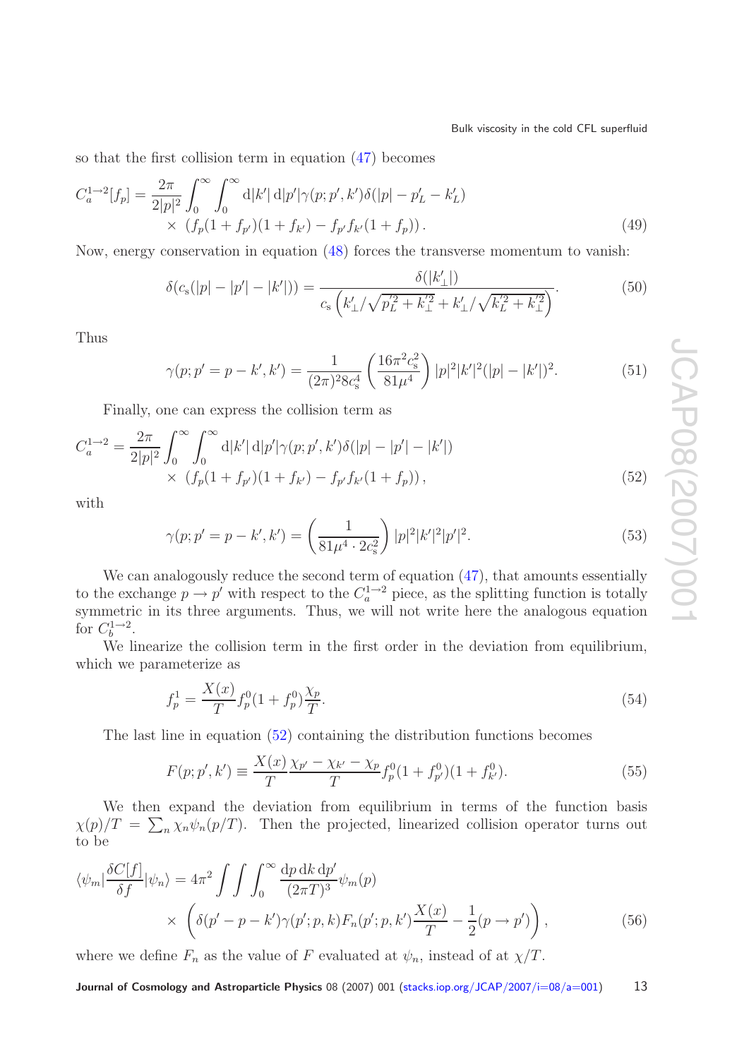so that the first collision term in equation (47) becomes

$$
C_a^{1\to 2}[f_p] = \frac{2\pi}{2|p|^2}\int_0^\infty \int_0^\infty \mathrm{d}|k'|\,\mathrm{d}|p'|\gamma(p;p',k')\delta(|p| - p'_L - k'_L) \\
\times\ (f_p(1+f_{p'})(1+f_{k'}) - f_{p'}f_{k'}(1+f_p)). \tag{49}
$$

Now, energy conservation in equation (48) forces the transverse momentum to vanish:

$$
\delta(c_\mathrm{s}(|p| - |p'| - |k'|)) = \frac{\delta(|k'_\perp|)}{c_\mathrm{s}\left(k'_\perp/\sqrt{p_L'^2 + k_\perp'^2} + k'_\perp/\sqrt{k_L'^2 + k_\perp'^2}\right)}. \tag{50}
$$

Thus

$$
\gamma(p;p' = p - k', k') = \frac{1}{(2\pi)^2 8 c_\mathrm{s}^4}\left(\frac{16\pi^2 c_\mathrm{s}^2}{81\mu^4}\right)|p|^2|k'|^2(|p| - |k'|)^2. \tag{51}
$$

Finally, one can express the collision term as

$$
C_a^{1\to 2} = \frac{2\pi}{2|p|^2}\int_0^\infty \int_0^\infty \mathrm{d}|k'|\,\mathrm{d}|p'|\gamma(p;p',k')\delta(|p| - |p'| - |k'|) \\
\times\ (f_p(1+f_{p'})(1+f_{k'}) - f_{p'}f_{k'}(1+f_p)), \tag{52}
$$

with

$$
\gamma(p;p' = p - k', k') = \left(\frac{1}{81\mu^4 \cdot 2c_\mathrm{s}^2}\right)|p|^2|k'|^2|p'|^2. \tag{53}
$$

We can analogously reduce the second term of equation (47), that amounts essentially to the exchange $p \to p'$ with respect to the $C_a^{1\to 2}$ piece, as the splitting function is totally symmetric in its three arguments. Thus, we will not write here the analogous equation for $C_b^{1\to 2}$.

We linearize the collision term in the first order in the deviation from equilibrium, which we parameterize as

$$
f_p^1 = \frac{X(x)}{T} f_p^0 (1 + f_p^0)\frac{\chi_p}{T}. \tag{54}
$$

The last line in equation (52) containing the distribution functions becomes

$$
F(p;p',k') \equiv \frac{X(x)}{T}\frac{\chi_{p'} - \chi_{k'} - \chi_p}{T} f_p^0 (1 + f_{p'}^0)(1 + f_{k'}^0). \tag{55}
$$

We then expand the deviation from equilibrium in terms of the function basis $\chi(p)/T = \sum_n \chi_n \psi_n(p/T)$. Then the projected, linearized collision operator turns out to be

$$
\langle \psi_m | \frac{\delta C[f]}{\delta f} | \psi_n \rangle = 4\pi^2 \int\int\int_0^\infty \frac{\mathrm{d}p\,\mathrm{d}k\,\mathrm{d}p'}{(2\pi T)^3}\psi_m(p) \\
\times\ \left(\delta(p' - p - k')\gamma(p';p,k)F_n(p';p,k')\frac{X(x)}{T} - \frac{1}{2}(p \to p')\right), \tag{56}
$$

where we define $F_n$ as the value of $F$ evaluated at $\psi_n$, instead of at $\chi/T$.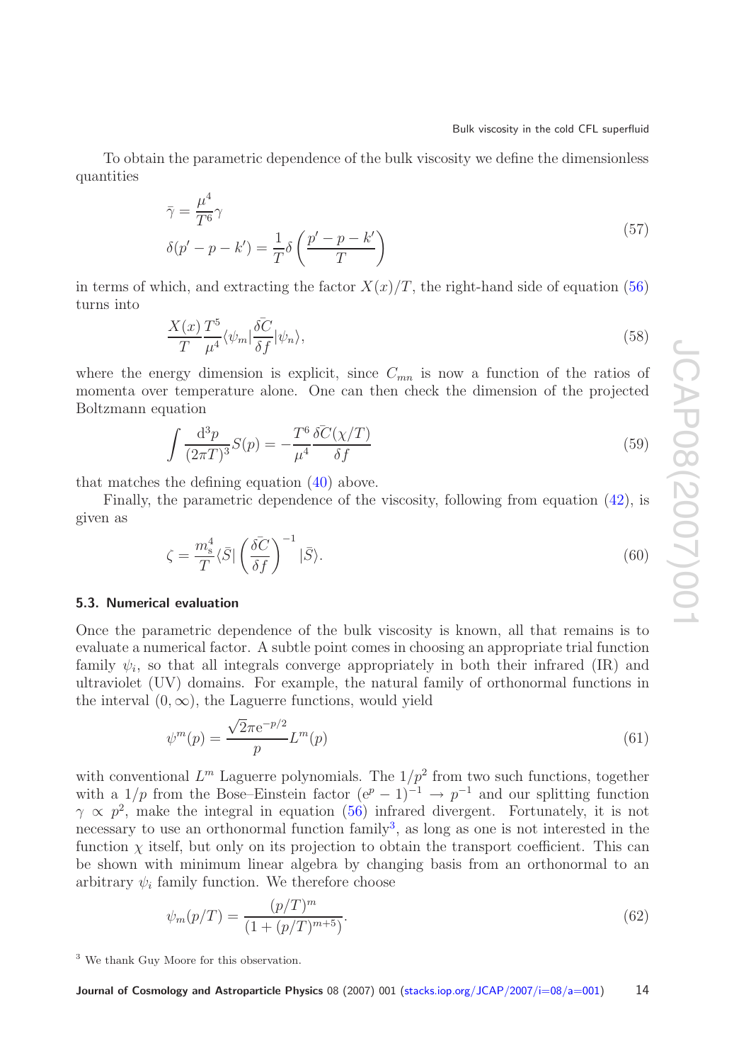To obtain the parametric dependence of the bulk viscosity we define the dimensionless quantities

$$
\begin{aligned}
\bar{\gamma} &= \frac{\mu^4}{T^6}\gamma \\
\delta(p'-p-k') &= \frac{1}{T}\delta\left(\frac{p'-p-k'}{T}\right)
\end{aligned}
\tag{57}
$$

in terms of which, and extracting the factor $X(x)/T$, the right-hand side of equation (56) turns into

$$
\frac{X(x)}{T}\frac{T^5}{\mu^4}\langle\psi_m|\frac{\bar{\delta C}}{\delta f}|\psi_n\rangle, \tag{58}
$$

where the energy dimension is explicit, since $C_{mn}$ is now a function of the ratios of momenta over temperature alone. One can then check the dimension of the projected Boltzmann equation

$$
\int \frac{\mathrm{d}^3 p}{(2\pi T)^3} S(p) = -\frac{T^6}{\mu^4}\frac{\bar{\delta C}(\chi/T)}{\delta f} \tag{59}
$$

that matches the defining equation (40) above.

Finally, the parametric dependence of the viscosity, following from equation (42), is given as

$$
\zeta = \frac{m_s^4}{T}\langle\bar{S}|\left(\frac{\bar{\delta C}}{\delta f}\right)^{-1}|\bar{S}\rangle. \tag{60}
$$

### 5.3. Numerical evaluation

Once the parametric dependence of the bulk viscosity is known, all that remains is to evaluate a numerical factor. A subtle point comes in choosing an appropriate trial function family $\psi_i$, so that all integrals converge appropriately in both their infrared (IR) and ultraviolet (UV) domains. For example, the natural family of orthonormal functions in the interval $(0,\infty)$, the Laguerre functions, would yield

$$
\psi^m(p) = \frac{\sqrt{2}\pi \mathrm{e}^{-p/2}}{p}L^m(p) \tag{61}
$$

with conventional $L^m$ Laguerre polynomials. The $1/p^2$ from two such functions, together with a $1/p$ from the Bose–Einstein factor $(\mathrm{e}^p-1)^{-1} \to p^{-1}$ and our splitting function $\gamma \propto p^2$, make the integral in equation (56) infrared divergent. Fortunately, it is not necessary to use an orthonormal function family[3], as long as one is not interested in the function $\chi$ itself, but only on its projection to obtain the transport coefficient. This can be shown with minimum linear algebra by changing basis from an orthonormal to an arbitrary $\psi_i$ family function. We therefore choose

$$
\psi_m(p/T) = \frac{(p/T)^m}{(1+(p/T)^{m+5})}. \tag{62}
$$

[3] We thank Guy Moore for this observation.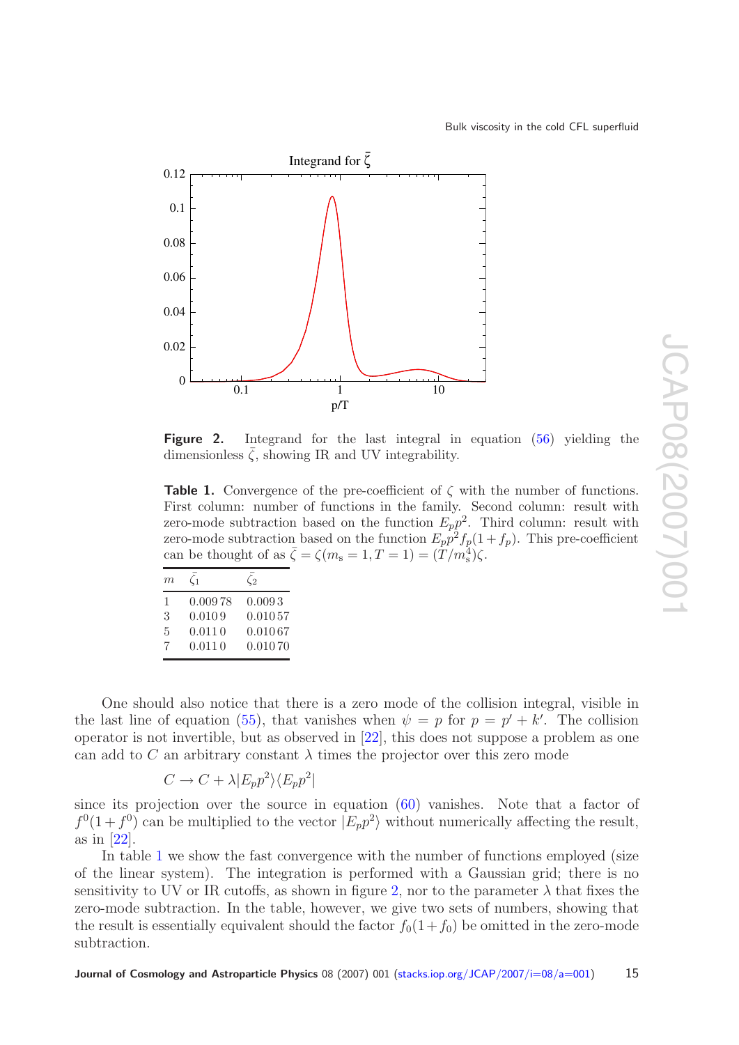**Figure 2.** Integrand for the last integral in equation (56) yielding the dimensionless $\bar{\zeta}$, showing IR and UV integrability.

**Table 1.** Convergence of the pre-coefficient of $\zeta$ with the number of functions. First column: number of functions in the family. Second column: result with zero-mode subtraction based on the function $E_p p^2$. Third column: result with zero-mode subtraction based on the function $E_p p^2 f_p(1+f_p)$. This pre-coefficient can be thought of as $\bar{\zeta} = \zeta(m_s = 1, T = 1) = (T/m_s^4)\zeta$.

| $m$ | $\bar{\zeta}_1$ | $\bar{\zeta}_2$ |
|---|---|---|
| 1 | 0.009 78 | 0.009 3 |
| 3 | 0.010 9 | 0.010 57 |
| 5 | 0.011 0 | 0.010 67 |
| 7 | 0.011 0 | 0.010 70 |

One should also notice that there is a zero mode of the collision integral, visible in the last line of equation (55), that vanishes when $\psi = p$ for $p = p' + k'$. The collision operator is not invertible, but as observed in [22], this does not suppose a problem as one can add to $C$ an arbitrary constant $\lambda$ times the projector over this zero mode

$$C \to C + \lambda |E_p p^2\rangle\langle E_p p^2|$$

since its projection over the source in equation (60) vanishes. Note that a factor of $f^0(1+f^0)$ can be multiplied to the vector $|E_p p^2\rangle$ without numerically affecting the result, as in [22].

In table 1 we show the fast convergence with the number of functions employed (size of the linear system). The integration is performed with a Gaussian grid; there is no sensitivity to UV or IR cutoffs, as shown in figure 2, nor to the parameter $\lambda$ that fixes the zero-mode subtraction. In the table, however, we give two sets of numbers, showing that the result is essentially equivalent should the factor $f_0(1+f_0)$ be omitted in the zero-mode subtraction.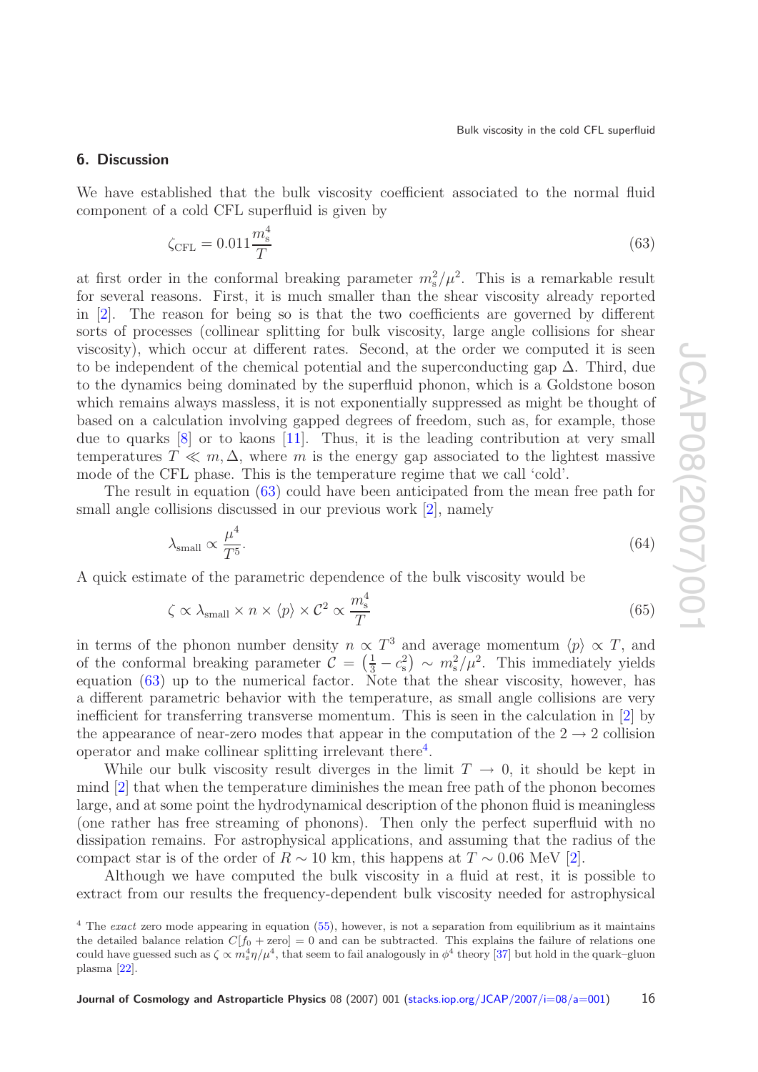## 6. Discussion

We have established that the bulk viscosity coefficient associated to the normal fluid component of a cold CFL superfluid is given by

$$\zeta_{\rm CFL} = 0.011 \frac{m_{\rm s}^4}{T} \tag{63}$$

at first order in the conformal breaking parameter $m_{\rm s}^2/\mu^2$. This is a remarkable result for several reasons. First, it is much smaller than the shear viscosity already reported in [2]. The reason for being so is that the two coefficients are governed by different sorts of processes (collinear splitting for bulk viscosity, large angle collisions for shear viscosity), which occur at different rates. Second, at the order we computed it is seen to be independent of the chemical potential and the superconducting gap $\Delta$. Third, due to the dynamics being dominated by the superfluid phonon, which is a Goldstone boson which remains always massless, it is not exponentially suppressed as might be thought of based on a calculation involving gapped degrees of freedom, such as, for example, those due to quarks [8] or to kaons [11]. Thus, it is the leading contribution at very small temperatures $T \ll m, \Delta$, where $m$ is the energy gap associated to the lightest massive mode of the CFL phase. This is the temperature regime that we call 'cold'.

The result in equation (63) could have been anticipated from the mean free path for small angle collisions discussed in our previous work [2], namely

$$\lambda_{\rm small} \propto \frac{\mu^4}{T^5}. \tag{64}$$

A quick estimate of the parametric dependence of the bulk viscosity would be

$$\zeta \propto \lambda_{\rm small} \times n \times \langle p \rangle \times \mathcal{C}^2 \propto \frac{m_{\rm s}^4}{T} \tag{65}$$

in terms of the phonon number density $n \propto T^3$ and average momentum $\langle p \rangle \propto T$, and of the conformal breaking parameter $\mathcal{C} = \left(\frac{1}{3} - c_{\rm s}^2\right) \sim m_{\rm s}^2/\mu^2$. This immediately yields equation (63) up to the numerical factor. Note that the shear viscosity, however, has a different parametric behavior with the temperature, as small angle collisions are very inefficient for transferring transverse momentum. This is seen in the calculation in [2] by the appearance of near-zero modes that appear in the computation of the $2 \to 2$ collision operator and make collinear splitting irrelevant there[4].

While our bulk viscosity result diverges in the limit $T \to 0$, it should be kept in mind [2] that when the temperature diminishes the mean free path of the phonon becomes large, and at some point the hydrodynamical description of the phonon fluid is meaningless (one rather has free streaming of phonons). Then only the perfect superfluid with no dissipation remains. For astrophysical applications, and assuming that the radius of the compact star is of the order of $R \sim 10$ km, this happens at $T \sim 0.06$ MeV [2].

Although we have computed the bulk viscosity in a fluid at rest, it is possible to extract from our results the frequency-dependent bulk viscosity needed for astrophysical

[4] The *exact* zero mode appearing in equation (55), however, is not a separation from equilibrium as it maintains the detailed balance relation $C[f_0 + \text{zero}] = 0$ and can be subtracted. This explains the failure of relations one could have guessed such as $\zeta \propto m_{\rm s}^4 \eta/\mu^4$, that seem to fail analogously in $\phi^4$ theory [37] but hold in the quark–gluon plasma [22].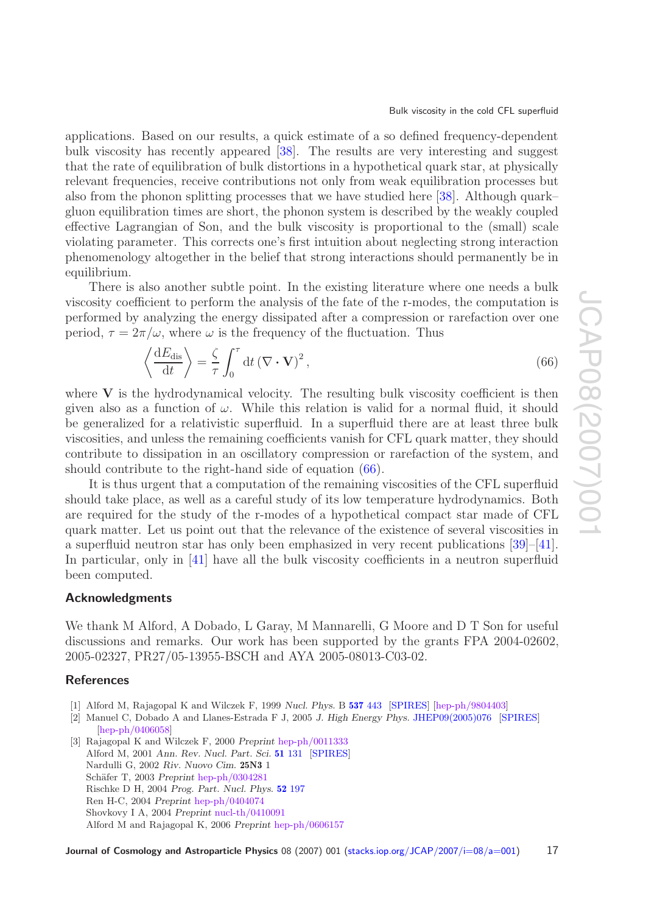applications. Based on our results, a quick estimate of a so defined frequency-dependent bulk viscosity has recently appeared [38]. The results are very interesting and suggest that the rate of equilibration of bulk distortions in a hypothetical quark star, at physically relevant frequencies, receive contributions not only from weak equilibration processes but also from the phonon splitting processes that we have studied here [38]. Although quark–gluon equilibration times are short, the phonon system is described by the weakly coupled effective Lagrangian of Son, and the bulk viscosity is proportional to the (small) scale violating parameter. This corrects one's first intuition about neglecting strong interaction phenomenology altogether in the belief that strong interactions should permanently be in equilibrium.

There is also another subtle point. In the existing literature where one needs a bulk viscosity coefficient to perform the analysis of the fate of the r-modes, the computation is performed by analyzing the energy dissipated after a compression or rarefaction over one period, $\tau = 2\pi/\omega$, where $\omega$ is the frequency of the fluctuation. Thus

$$\left\langle \frac{\mathrm{d}E_{\mathrm{dis}}}{\mathrm{d}t} \right\rangle = \frac{\zeta}{\tau} \int_0^\tau \mathrm{d}t \, (\nabla \cdot \mathbf{V})^2 \,, \tag{66}$$

where $\mathbf{V}$ is the hydrodynamical velocity. The resulting bulk viscosity coefficient is then given also as a function of $\omega$. While this relation is valid for a normal fluid, it should be generalized for a relativistic superfluid. In a superfluid there are at least three bulk viscosities, and unless the remaining coefficients vanish for CFL quark matter, they should contribute to dissipation in an oscillatory compression or rarefaction of the system, and should contribute to the right-hand side of equation (66).

It is thus urgent that a computation of the remaining viscosities of the CFL superfluid should take place, as well as a careful study of its low temperature hydrodynamics. Both are required for the study of the r-modes of a hypothetical compact star made of CFL quark matter. Let us point out that the relevance of the existence of several viscosities in a superfluid neutron star has only been emphasized in very recent publications [39]–[41]. In particular, only in [41] have all the bulk viscosity coefficients in a neutron superfluid been computed.

## Acknowledgments

We thank M Alford, A Dobado, L Garay, M Mannarelli, G Moore and D T Son for useful discussions and remarks. Our work has been supported by the grants FPA 2004-02602, 2005-02327, PR27/05-13955-BSCH and AYA 2005-08013-C03-02.

## References

[1] Alford M, Rajagopal K and Wilczek F, 1999 *Nucl. Phys.* B **537** 443 [SPIRES] [hep-ph/9804403]

[2] Manuel C, Dobado A and Llanes-Estrada F J, 2005 *J. High Energy Phys.* JHEP09(2005)076 [SPIRES] [hep-ph/0406058]

[3] Rajagopal K and Wilczek F, 2000 *Preprint* hep-ph/0011333
Alford M, 2001 *Ann. Rev. Nucl. Part. Sci.* **51** 131 [SPIRES]
Nardulli G, 2002 *Riv. Nuovo Cim.* **25N3** 1
Schäfer T, 2003 *Preprint* hep-ph/0304281
Rischke D H, 2004 *Prog. Part. Nucl. Phys.* **52** 197
Ren H-C, 2004 *Preprint* hep-ph/0404074
Shovkovy I A, 2004 *Preprint* nucl-th/0410091
Alford M and Rajagopal K, 2006 *Preprint* hep-ph/0606157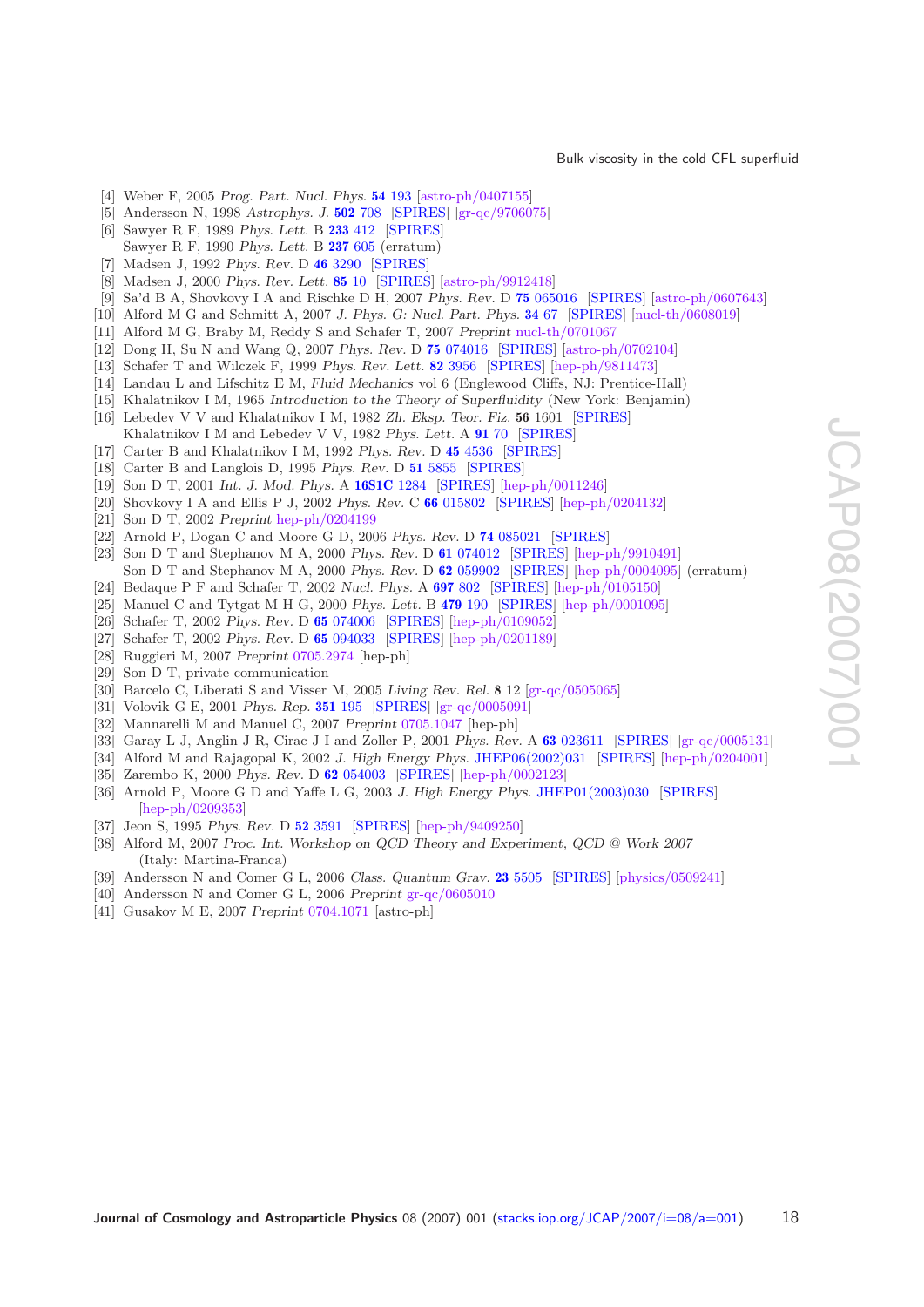[4] Weber F, 2005 *Prog. Part. Nucl. Phys.* **54** 193 [astro-ph/0407155]
[5] Andersson N, 1998 *Astrophys. J.* **502** 708 [SPIRES] [gr-qc/9706075]
[6] Sawyer R F, 1989 *Phys. Lett.* B **233** 412 [SPIRES]
Sawyer R F, 1990 *Phys. Lett.* B **237** 605 (erratum)
[7] Madsen J, 1992 *Phys. Rev.* D **46** 3290 [SPIRES]
[8] Madsen J, 2000 *Phys. Rev. Lett.* **85** 10 [SPIRES] [astro-ph/9912418]
[9] Sa'd B A, Shovkovy I A and Rischke D H, 2007 *Phys. Rev.* D **75** 065016 [SPIRES] [astro-ph/0607643]
[10] Alford M G and Schmitt A, 2007 *J. Phys. G: Nucl. Part. Phys.* **34** 67 [SPIRES] [nucl-th/0608019]
[11] Alford M G, Braby M, Reddy S and Schafer T, 2007 *Preprint* nucl-th/0701067
[12] Dong H, Su N and Wang Q, 2007 *Phys. Rev.* D **75** 074016 [SPIRES] [astro-ph/0702104]
[13] Schafer T and Wilczek F, 1999 *Phys. Rev. Lett.* **82** 3956 [SPIRES] [hep-ph/9811473]
[14] Landau L and Lifschitz E M, *Fluid Mechanics* vol 6 (Englewood Cliffs, NJ: Prentice-Hall)
[15] Khalatnikov I M, 1965 *Introduction to the Theory of Superfluidity* (New York: Benjamin)
[16] Lebedev V V and Khalatnikov I M, 1982 *Zh. Eksp. Teor. Fiz.* **56** 1601 [SPIRES]
Khalatnikov I M and Lebedev V V, 1982 *Phys. Lett.* A **91** 70 [SPIRES]
[17] Carter B and Khalatnikov I M, 1992 *Phys. Rev.* D **45** 4536 [SPIRES]
[18] Carter B and Langlois D, 1995 *Phys. Rev.* D **51** 5855 [SPIRES]
[19] Son D T, 2001 *Int. J. Mod. Phys.* A **16S1C** 1284 [SPIRES] [hep-ph/0011246]
[20] Shovkovy I A and Ellis P J, 2002 *Phys. Rev.* C **66** 015802 [SPIRES] [hep-ph/0204132]
[21] Son D T, 2002 *Preprint* hep-ph/0204199
[22] Arnold P, Dogan C and Moore G D, 2006 *Phys. Rev.* D **74** 085021 [SPIRES]
[23] Son D T and Stephanov M A, 2000 *Phys. Rev.* D **61** 074012 [SPIRES] [hep-ph/9910491]
Son D T and Stephanov M A, 2000 *Phys. Rev.* D **62** 059902 [SPIRES] [hep-ph/0004095] (erratum)
[24] Bedaque P F and Schafer T, 2002 *Nucl. Phys.* A **697** 802 [SPIRES] [hep-ph/0105150]
[25] Manuel C and Tytgat M H G, 2000 *Phys. Lett.* B **479** 190 [SPIRES] [hep-ph/0001095]
[26] Schafer T, 2002 *Phys. Rev.* D **65** 074006 [SPIRES] [hep-ph/0109052]
[27] Schafer T, 2002 *Phys. Rev.* D **65** 094033 [SPIRES] [hep-ph/0201189]
[28] Ruggieri M, 2007 *Preprint* 0705.2974 [hep-ph]
[29] Son D T, private communication
[30] Barcelo C, Liberati S and Visser M, 2005 *Living Rev. Rel.* **8** 12 [gr-qc/0505065]
[31] Volovik G E, 2001 *Phys. Rep.* **351** 195 [SPIRES] [gr-qc/0005091]
[32] Mannarelli M and Manuel C, 2007 *Preprint* 0705.1047 [hep-ph]
[33] Garay L J, Anglin J R, Cirac J I and Zoller P, 2001 *Phys. Rev.* A **63** 023611 [SPIRES] [gr-qc/0005131]
[34] Alford M and Rajagopal K, 2002 *J. High Energy Phys.* JHEP06(2002)031 [SPIRES] [hep-ph/0204001]
[35] Zarembo K, 2000 *Phys. Rev.* D **62** 054003 [SPIRES] [hep-ph/0002123]
[36] Arnold P, Moore G D and Yaffe L G, 2003 *J. High Energy Phys.* JHEP01(2003)030 [SPIRES] [hep-ph/0209353]
[37] Jeon S, 1995 *Phys. Rev.* D **52** 3591 [SPIRES] [hep-ph/9409250]
[38] Alford M, 2007 *Proc. Int. Workshop on QCD Theory and Experiment, QCD @ Work 2007* (Italy: Martina-Franca)
[39] Andersson N and Comer G L, 2006 *Class. Quantum Grav.* **23** 5505 [SPIRES] [physics/0509241]
[40] Andersson N and Comer G L, 2006 *Preprint* gr-qc/0605010
[41] Gusakov M E, 2007 *Preprint* 0704.1071 [astro-ph]